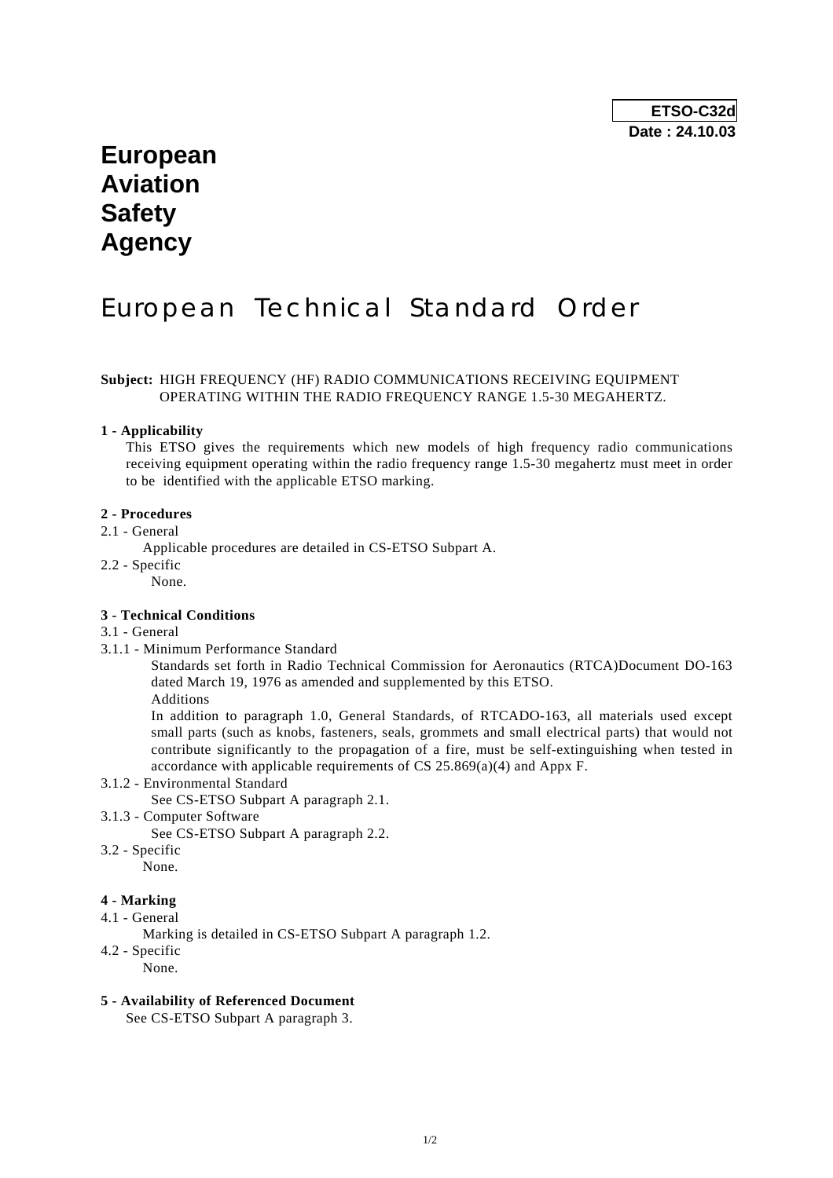**ETSO-C32d**
**Date : 24.10.03**

# European Aviation Safety Agency

# European Technical Standard Order

**Subject:** HIGH FREQUENCY (HF) RADIO COMMUNICATIONS RECEIVING EQUIPMENT OPERATING WITHIN THE RADIO FREQUENCY RANGE 1.5-30 MEGAHERTZ.

**1 - Applicability**

This ETSO gives the requirements which new models of high frequency radio communications receiving equipment operating within the radio frequency range 1.5-30 megahertz must meet in order to be identified with the applicable ETSO marking.

**2 - Procedures**

2.1 - General

Applicable procedures are detailed in CS-ETSO Subpart A.

2.2 - Specific

None.

**3 - Technical Conditions**

3.1 - General

3.1.1 - Minimum Performance Standard

Standards set forth in Radio Technical Commission for Aeronautics (RTCA)Document DO-163 dated March 19, 1976 as amended and supplemented by this ETSO.

Additions

In addition to paragraph 1.0, General Standards, of RTCADO-163, all materials used except small parts (such as knobs, fasteners, seals, grommets and small electrical parts) that would not contribute significantly to the propagation of a fire, must be self-extinguishing when tested in accordance with applicable requirements of CS 25.869(a)(4) and Appx F.

3.1.2 - Environmental Standard

See CS-ETSO Subpart A paragraph 2.1.

3.1.3 - Computer Software

See CS-ETSO Subpart A paragraph 2.2.

3.2 - Specific

None.

**4 - Marking**

4.1 - General

Marking is detailed in CS-ETSO Subpart A paragraph 1.2.

4.2 - Specific

None.

**5 - Availability of Referenced Document**

See CS-ETSO Subpart A paragraph 3.